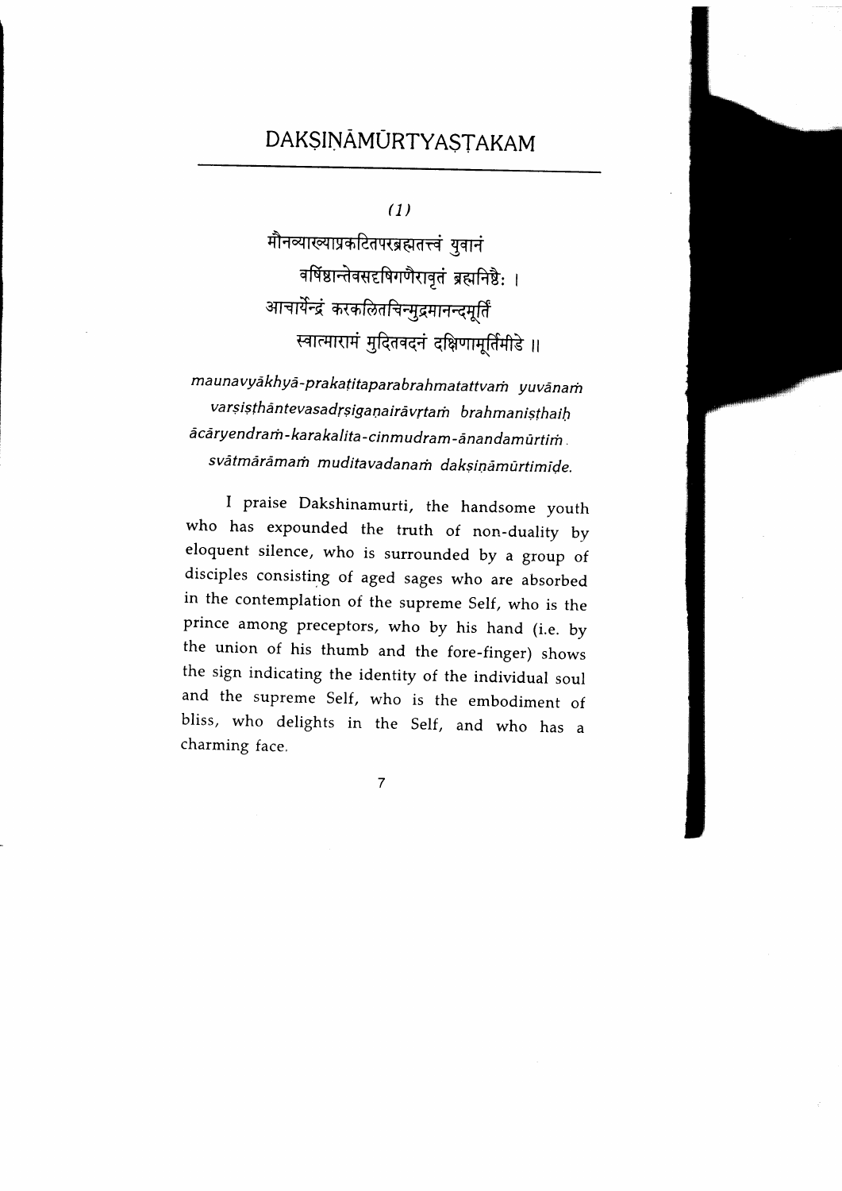# DAKṢIṆĀMŪRTYAṢṬAKAM

(1)

मौनव्याख्याप्रकटितपरब्रह्मतत्त्वं युवानं
 वर्षिष्ठान्तेवसदृषिगणैरावृतं ब्रह्मनिष्ठैः ।
आचार्येन्द्रं करकलितचिन्मुद्रमानन्दमूर्तिं
 स्वात्मारामं मुदितवदनं दक्षिणामूर्तिमीडे ॥

*maunavyākhyā-prakaṭitaparabrahmatattvaṁ yuvānaṁ*
 *varṣiṣṭhāntevasadṛṣigaṇairāvṛtaṁ brahmaniṣṭhaiḥ*
*ācāryendraṁ-karakalita-cinmudram-ānandamūrtiṁ.*
 *svātmārāmaṁ muditavadanaṁ dakṣiṇāmūrtimīḍe.*

I praise Dakshinamurti, the handsome youth who has expounded the truth of non-duality by eloquent silence, who is surrounded by a group of disciples consisting of aged sages who are absorbed in the contemplation of the supreme Self, who is the prince among preceptors, who by his hand (i.e. by the union of his thumb and the fore-finger) shows the sign indicating the identity of the individual soul and the supreme Self, who is the embodiment of bliss, who delights in the Self, and who has a charming face.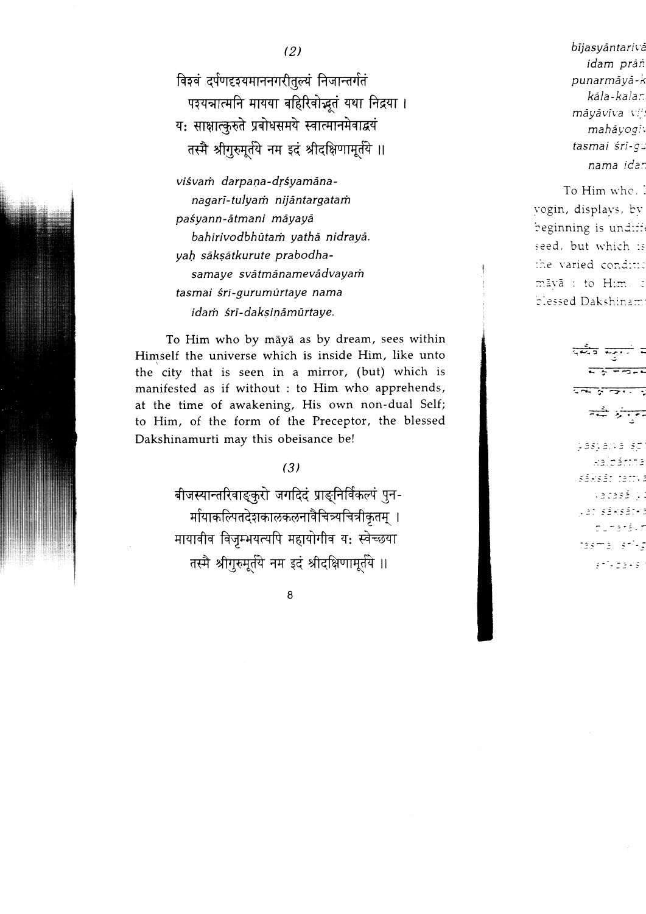(2)

विश्वं दर्पणदृश्यमाननगरीतुल्यं निजान्तर्गतं
पश्यन्नात्मनि मायया बहिरिवोद्भूतं यथा निद्रया ।
यः साक्षात्कुरुते प्रबोधसमये स्वात्मानमेवाद्वयं
तस्मै श्रीगुरुमूर्तये नम इदं श्रीदक्षिणामूर्तये ॥

*viśvaṁ darpaṇa-dṛśyamāna-*
*nagarī-tulyaṁ nijāntargataṁ*
*paśyann-ātmani māyayā*
*bahirivodbhūtaṁ yathā nidrayā.*
*yaḥ sākṣātkurute prabodha-*
*samaye svātmānamevādvayaṁ*
*tasmai śrī-gurumūrtaye nama*
*idaṁ śrī-dakṣiṇāmūrtaye.*

To Him who by māyā as by dream, sees within Himself the universe which is inside Him, like unto the city that is seen in a mirror, (but) which is manifested as if without : to Him who apprehends, at the time of awakening, His own non-dual Self; to Him, of the form of the Preceptor, the blessed Dakshinamurti may this obeisance be!

(3)

बीजस्यान्तरिवाङ्कुरो जगदिदं प्राङ्निर्विकल्पं पुन-
र्मायाकल्पितदेशकालकलनावैचित्र्यचित्रीकृतम् ।
मायावीव विजृम्भयत्यपि महायोगीव यः स्वेच्छया
तस्मै श्रीगुरुमूर्तये नम इदं श्रीदक्षिणामूर्तये ॥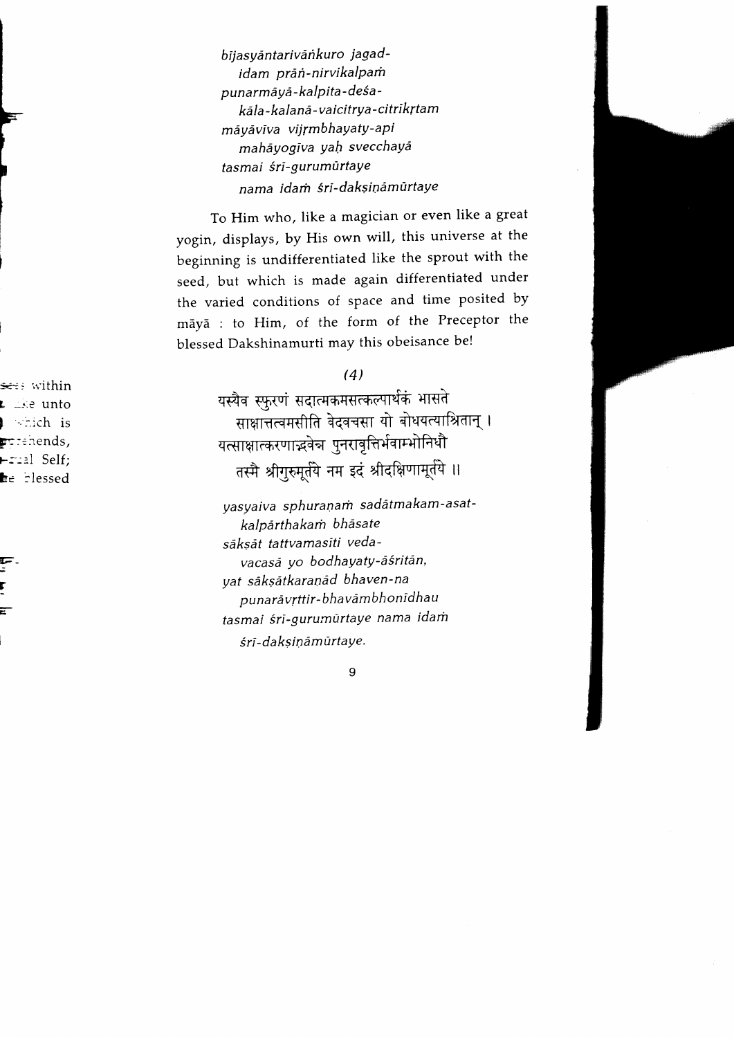*bījasyāntarivāṅkuro jagad-*
*idaṁ prāṅ-nirvikalpaṁ*
*punarmāyā-kalpita-deśa-*
*kāla-kalanā-vaicitrya-citrīkṛtam*
*māyāvīva vijṛmbhayaty-api*
*mahāyogīva yaḥ svecchayā*
*tasmai śrī-gurumūrtaye*
*nama idaṁ śrī-dakṣiṇāmūrtaye*

To Him who, like a magician or even like a great yogin, displays, by His own will, this universe at the beginning is undifferentiated like the sprout with the seed, but which is made again differentiated under the varied conditions of space and time posited by māyā : to Him, of the form of the Preceptor the blessed Dakshinamurti may this obeisance be!

*(4)*

यस्यैव स्फुरणं सदात्मकमसत्कल्पार्थकं भासते
साक्षात्तत्वमसीति वेदवचसा यो बोधयत्याश्रितान् ।
यत्साक्षात्करणाद्भवेन्न पुनरावृत्तिर्भवाम्भोनिधौ
तस्मै श्रीगुरुमूर्तये नम इदं श्रीदक्षिणामूर्तये ॥

*yasyaiva sphuraṇaṁ sadātmakam-asat-*
*kalpārthakaṁ bhāsate*
*sākṣāt tattvamasīti veda-*
*vacasā yo bodhayaty-āśritān,*
*yat sākṣātkaraṇād bhaven-na*
*punarāvṛttir-bhavāmbhonidhau*
*tasmai śrī-gurumūrtaye nama idaṁ*
*śrī-dakṣiṇāmūrtaye.*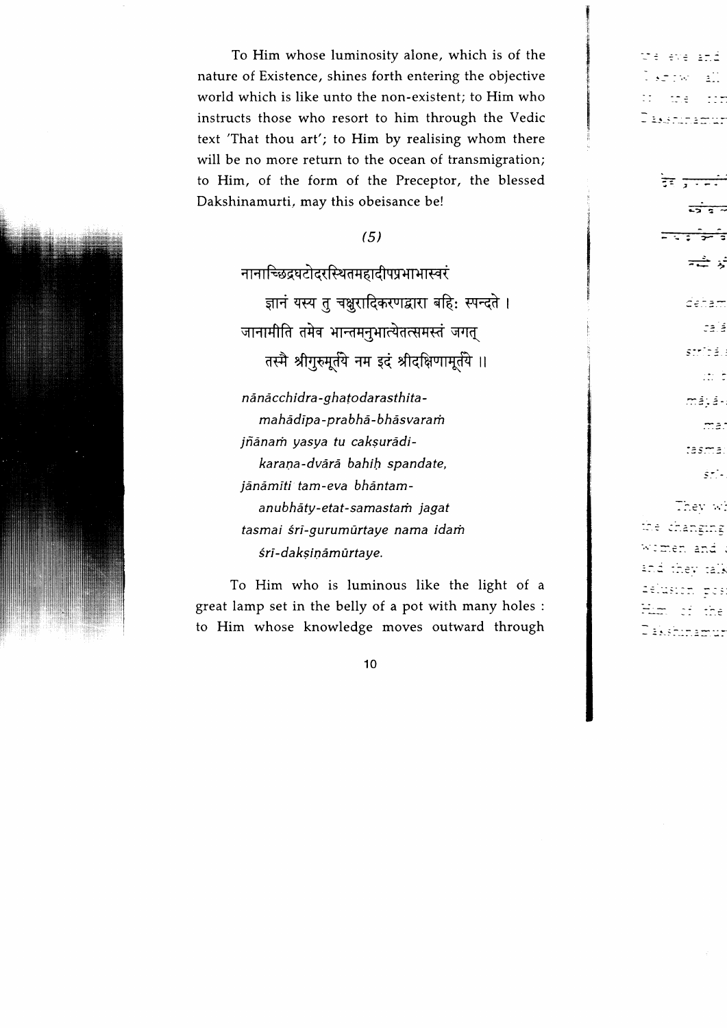To Him whose luminosity alone, which is of the nature of Existence, shines forth entering the objective world which is like unto the non-existent; to Him who instructs those who resort to him through the Vedic text 'That thou art'; to Him by realising whom there will be no more return to the ocean of transmigration; to Him, of the form of the Preceptor, the blessed Dakshinamurti, may this obeisance be!

*(5)*

नानाच्छिद्रघटोदरस्थितमहादीपप्रभाभास्वरं
ज्ञानं यस्य तु चक्षुरादिकरणद्वारा बहिः स्पन्दते ।
जानामीति तमेव भान्तमनुभात्येतत्समस्तं जगत्
तस्मै श्रीगुरुमूर्तये नम इदं श्रीदक्षिणामूर्तये ॥

*nānācchidra-ghaṭodarasthita-*
*mahādīpa-prabhā-bhāsvaraṁ*
*jñānaṁ yasya tu cakṣurādi-*
*karaṇa-dvārā bahiḥ spandate,*
*jānāmīti tam-eva bhāntam-*
*anubhāty-etat-samastaṁ jagat*
*tasmai śrī-gurumūrtaye nama idaṁ*
*śrī-dakṣiṇāmūrtaye.*

To Him who is luminous like the light of a great lamp set in the belly of a pot with many holes : to Him whose knowledge moves outward through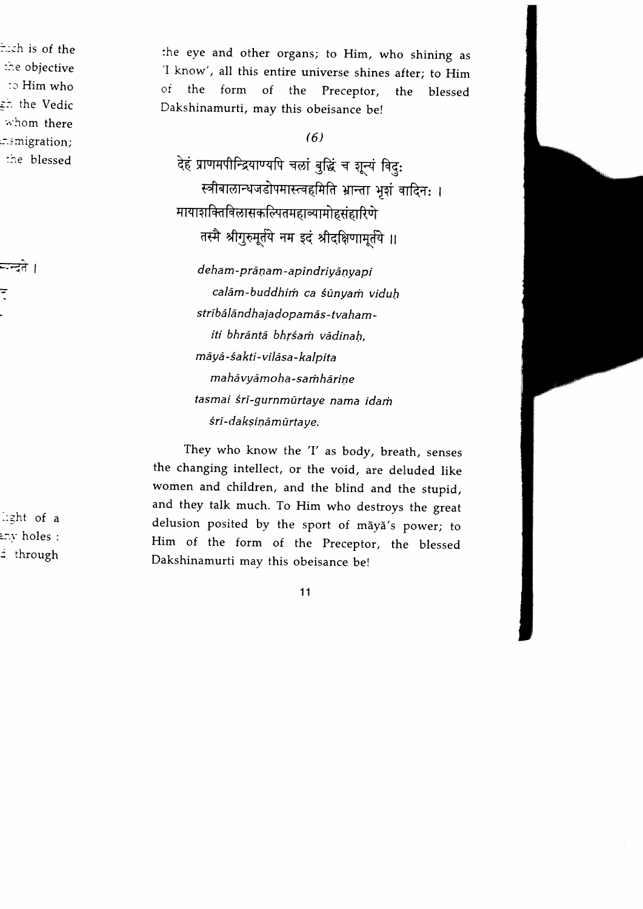the eye and other organs; to Him, who shining as 'I know', all this entire universe shines after; to Him of the form of the Preceptor, the blessed Dakshinamurti, may this obeisance be!

*(6)*

देहं प्राणमपीन्द्रियाण्यपि चलां बुद्धिं च शून्यं विदुः
स्त्रीबालान्धजडोपमास्त्वहमिति भ्रान्ता भृशं वादिनः ।
मायाशक्तिविलासकल्पितमहाव्यामोहसंहारिणे
तस्मै श्रीगुरुमूर्तये नम इदं श्रीदक्षिणामूर्तये ॥

*deham-prāṇam-apindriyāṇyapi*
*calām-buddhiṁ ca śūnyaṁ viduḥ*
*strībālāndhajaḍopamās-tvaham-*
*iti bhrāntā bhṛśaṁ vādinaḥ,*
*māyā-śakti-vilāsa-kalpita*
*mahāvyāmoha-saṁhāriṇe*
*tasmai śrī-gurnmūrtaye nama idaṁ*
*śrī-dakṣiṇāmūrtaye.*

They who know the 'I' as body, breath, senses the changing intellect, or the void, are deluded like women and children, and the blind and the stupid, and they talk much. To Him who destroys the great delusion posited by the sport of māyā's power; to Him of the form of the Preceptor, the blessed Dakshinamurti may this obeisance be!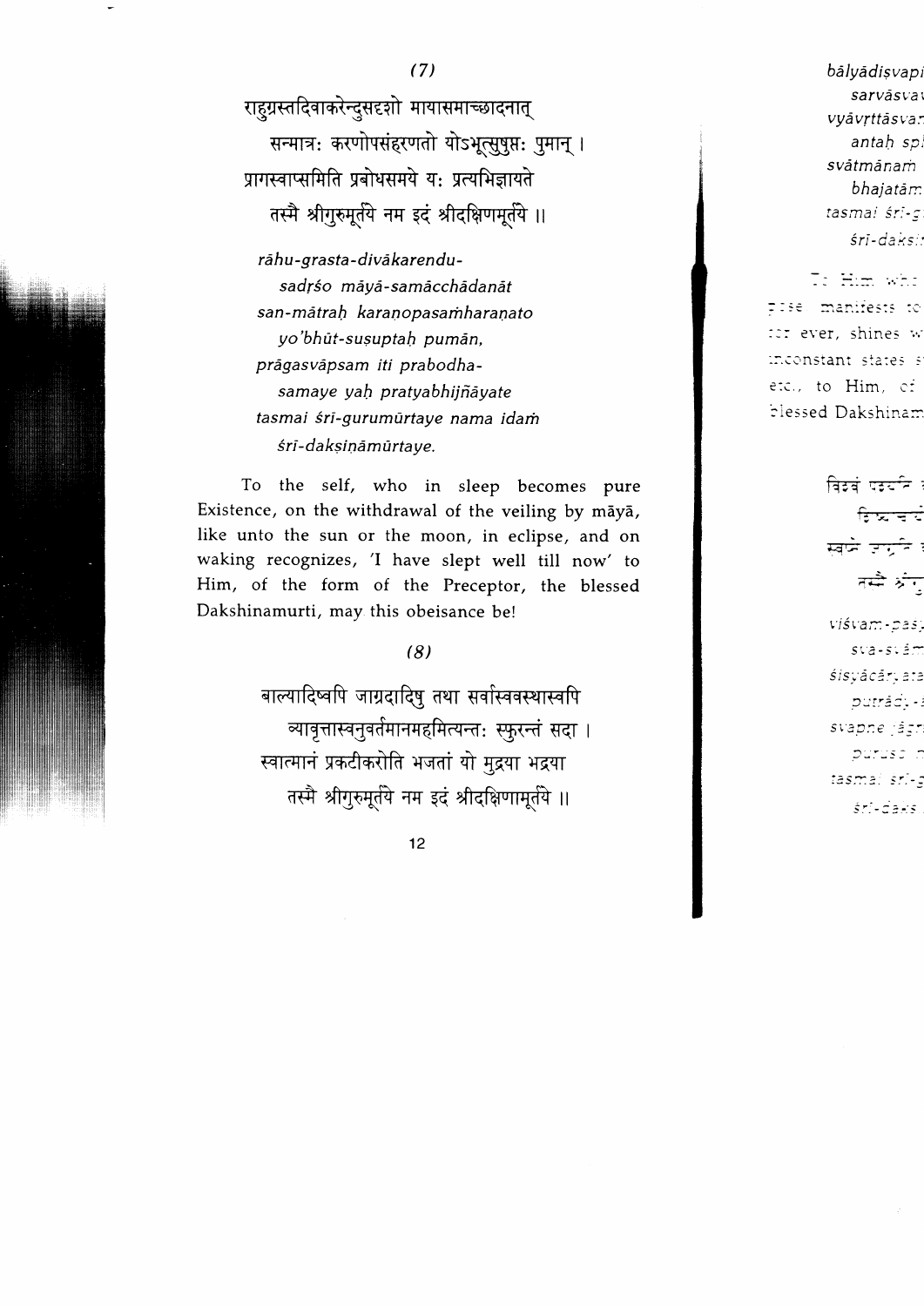### (7)

राहुग्रस्तदिवाकरेन्दुसदृशो मायासमाच्छादनात्
सन्मात्रः करणोपसंहरणतो योऽभूत्सुषुप्तः पुमान् ।
प्रागस्वाप्समिति प्रबोधसमये यः प्रत्यभिज्ञायते
तस्मै श्रीगुरुमूर्तये नम इदं श्रीदक्षिणामूर्तये ॥

*rāhu-grasta-divākarendu-*
*sadṛśo māyā-samācchādanāt*
*san-mātraḥ karaṇopasaṁharaṇato*
*yo'bhūt-suṣuptaḥ pumān,*
*prāgasvāpsam iti prabodha-*
*samaye yaḥ pratyabhijñāyate*
*tasmai śrī-gurumūrtaye nama idaṁ*
*śrī-dakṣiṇāmūrtaye.*

To the self, who in sleep becomes pure Existence, on the withdrawal of the veiling by māyā, like unto the sun or the moon, in eclipse, and on waking recognizes, 'I have slept well till now' to Him, of the form of the Preceptor, the blessed Dakshinamurti, may this obeisance be!

### (8)

बाल्यादिष्वपि जाग्रदादिषु तथा सर्वास्ववस्थास्वपि
व्यावृत्तास्वनुवर्तमानमहमित्यन्तः स्फुरन्तं सदा ।
स्वात्मानं प्रकटीकरोति भजतां यो मुद्रया भद्रया
तस्मै श्रीगुरुमूर्तये नम इदं श्रीदक्षिणामूर्तये ॥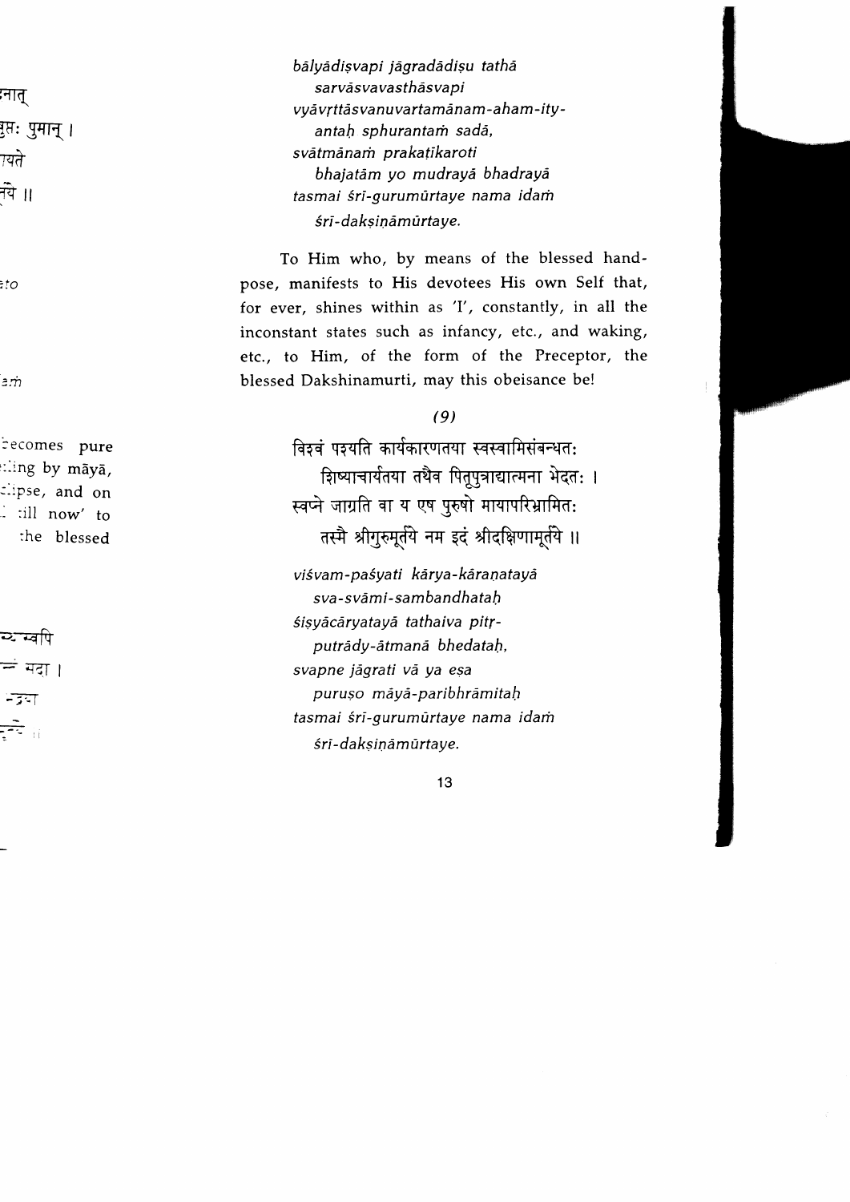*bālyādiṣvapi jāgradādiṣu tathā*
*sarvāsvavasthāsvapi*
*vyāvṛttāsvanuvartamānam-aham-ity-*
*antaḥ sphurantaṁ sadā,*
*svātmānaṁ prakaṭīkaroti*
*bhajatām yo mudrayā bhadrayā*
*tasmai śrī-gurumūrtaye nama idaṁ*
*śrī-dakṣiṇāmūrtaye.*

To Him who, by means of the blessed hand-pose, manifests to His devotees His own Self that, for ever, shines within as 'I', constantly, in all the inconstant states such as infancy, etc., and waking, etc., to Him, of the form of the Preceptor, the blessed Dakshinamurti, may this obeisance be!

*(9)*

विश्वं पश्यति कार्यकारणतया स्वस्वामिसंबन्धतः
शिष्याचार्यतया तथैव पितृपुत्राद्यात्मना भेदतः ।
स्वप्ने जाग्रति वा य एष पुरुषो मायापरिभ्रामितः
तस्मै श्रीगुरुमूर्तये नम इदं श्रीदक्षिणामूर्तये ॥

*viśvam-paśyati kārya-kāraṇatayā*
*sva-svāmi-sambandhataḥ*
*śiṣyācāryatayā tathaiva pitṛ-*
*putrādy-ātmanā bhedataḥ,*
*svapne jāgrati vā ya eṣa*
*puruṣo māyā-paribhrāmitaḥ*
*tasmai śrī-gurumūrtaye nama idaṁ*
*śrī-dakṣiṇāmūrtaye.*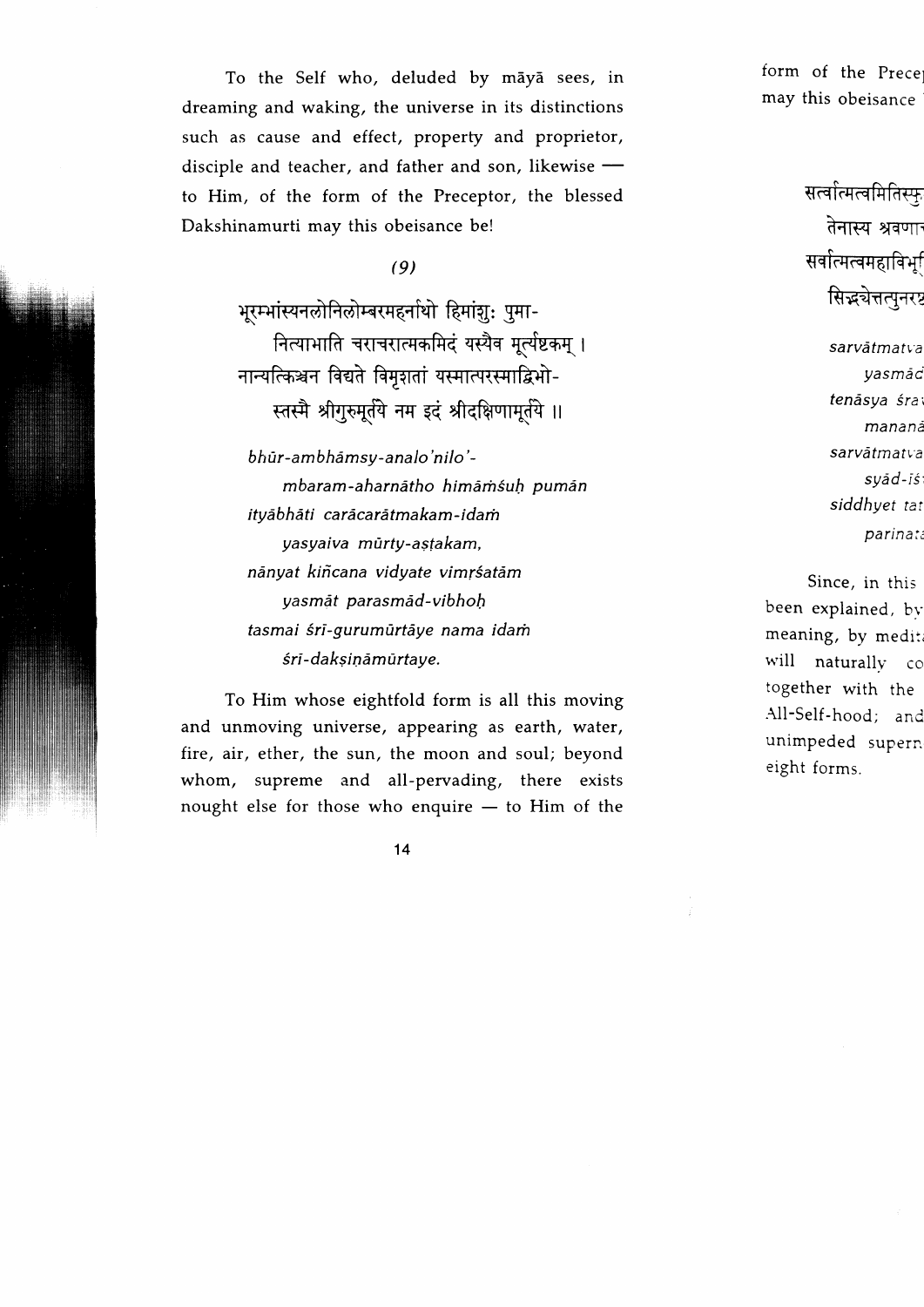To the Self who, deluded by māyā sees, in dreaming and waking, the universe in its distinctions such as cause and effect, property and proprietor, disciple and teacher, and father and son, likewise — to Him, of the form of the Preceptor, the blessed Dakshinamurti may this obeisance be!

*(9)*

भूरम्भांस्यनलोनिलोम्बरमहर्नाथो हिमांशुः पुमा-
नित्याभाति चराचरात्मकमिदं यस्यैव मूर्त्यष्टकम् ।
नान्यत्किञ्चन विद्यते विमृशतां यस्मात्परस्माद्विभो-
स्तस्मै श्रीगुरुमूर्तये नम इदं श्रीदक्षिणामूर्तये ॥

*bhūr-ambhāmsy-analo'nilo'-*
*mbaram-aharnātho himāṁśuḥ pumān*
*ityābhāti carācarātmakam-idaṁ*
*yasyaiva mūrty-aṣṭakam,*
*nānyat kiñcana vidyate vimṛśatām*
*yasmāt parasmād-vibhoḥ*
*tasmai śrī-gurumūrtāye nama idaṁ*
*śrī-dakṣiṇāmūrtaye.*

To Him whose eightfold form is all this moving and unmoving universe, appearing as earth, water, fire, air, ether, the sun, the moon and soul; beyond whom, supreme and all-pervading, there exists nought else for those who enquire — to Him of the form of the Precep... may this obeisance ...

सर्वात्मत्वमितिस्फु...
तेनास्य श्रवणा...
सर्वात्मत्वमहाविभू...
सिद्ध्येत्तत्पुनरष्ट...

*sarvātmatva...*
*yasmāc...*
*tenāsya śra...*
*mananā...*
*sarvātmatva...*
*syād-īś...*
*siddhyet tat...*
*pariṇata...*

Since, in this ... been explained, by ... meaning, by medit... will naturally co... together with the ... All-Self-hood; and ... unimpeded supern... eight forms.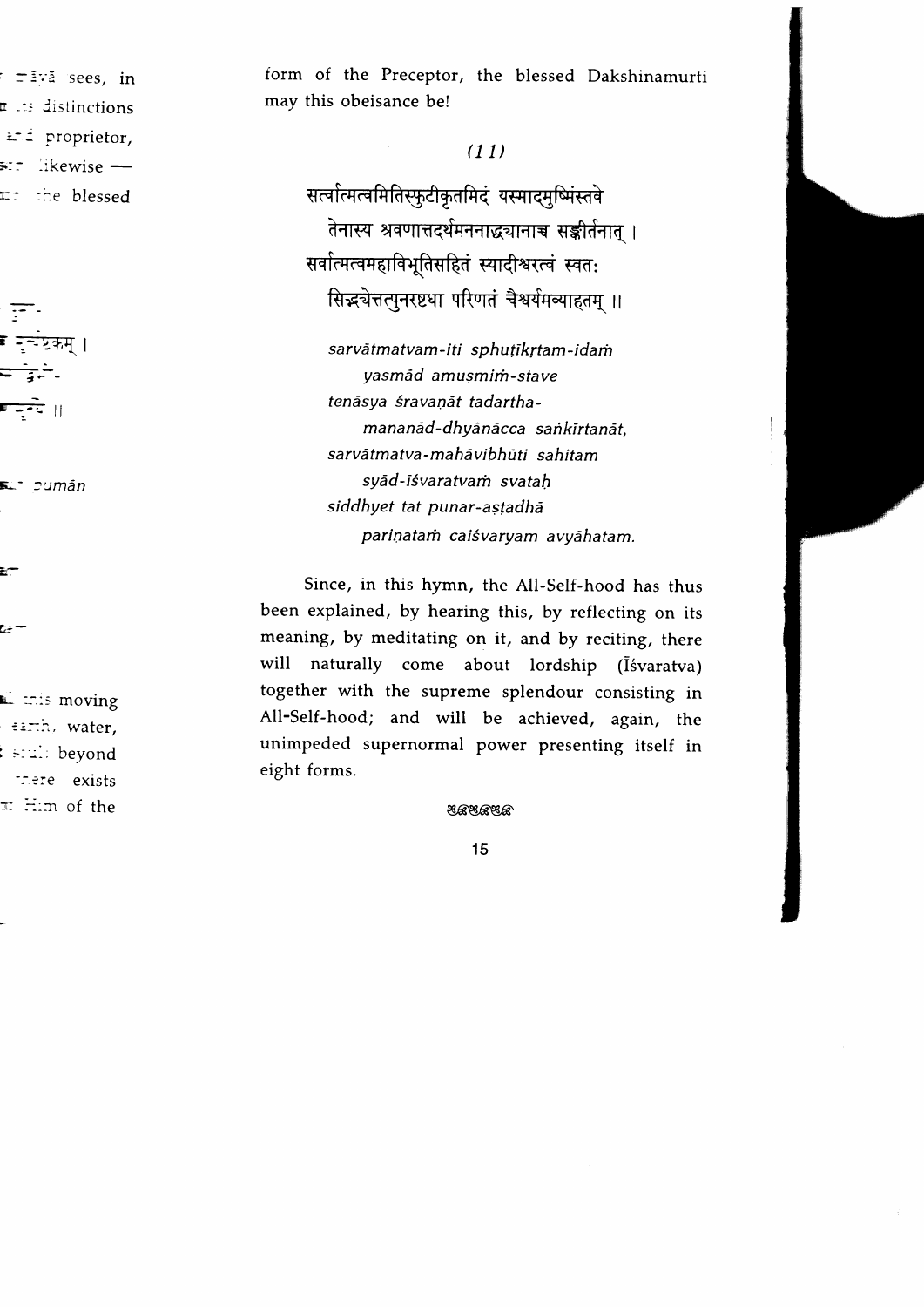form of the Preceptor, the blessed Dakshinamurti may this obeisance be!

*(11)*

सर्वात्मत्वमितिस्फुटीकृतमिदं यस्मादमुष्मिंस्तवे
तेनास्य श्रवणात्तदर्थमननाद्ध्यानाच्च सङ्कीर्तनात् ।
सर्वात्मत्वमहाविभूतिसहितं स्यादीश्वरत्वं स्वतः
सिद्ध्येत्तत्पुनरष्टधा परिणतं चैश्वर्यमव्याहतम् ॥

*sarvātmatvam-iti sphuṭīkṛtam-idaṁ*
*yasmād amuṣmiṁ-stave*
*tenāsya śravaṇāt tadartha-*
*mananād-dhyānācca saṅkīrtanāt,*
*sarvātmatva-mahāvibhūti sahitam*
*syād-īśvaratvaṁ svataḥ*
*siddhyet tat punar-aṣṭadhā*
*pariṇataṁ caiśvaryam avyāhatam.*

Since, in this hymn, the All-Self-hood has thus been explained, by hearing this, by reflecting on its meaning, by meditating on it, and by reciting, there will naturally come about lordship (Īśvaratva) together with the supreme splendour consisting in All-Self-hood; and will be achieved, again, the unimpeded supernormal power presenting itself in eight forms.